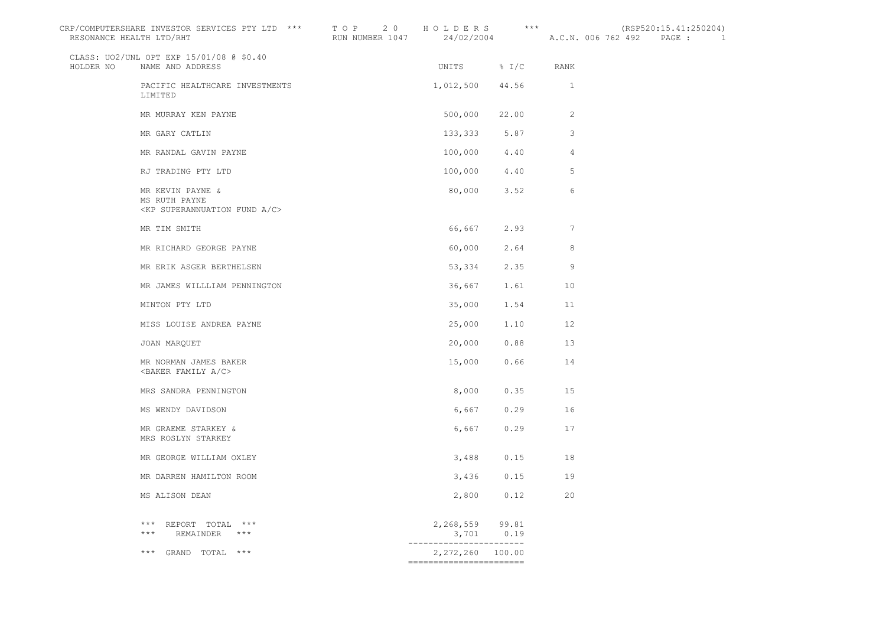CRP/COMPUTERSHARE INVESTOR SERVICES PTY LTD *** T O P 2 0 H O L D E R S *** (RSP520:15.41:250204)
RESONANCE HEALTH LTD/RHT RUN NUMBER 1047 24/02/2004 A.C.N. 006 762 492

CLASS: UO2/UNL OPT EXP 15/01/08 @ $0.40

| HOLDER NO | NAME AND ADDRESS | UNITS | % I/C | RANK |
|---|---|---|---|---|
| | PACIFIC HEALTHCARE INVESTMENTS LIMITED | 1,012,500 | 44.56 | 1 |
| | MR MURRAY KEN PAYNE | 500,000 | 22.00 | 2 |
| | MR GARY CATLIN | 133,333 | 5.87 | 3 |
| | MR RANDAL GAVIN PAYNE | 100,000 | 4.40 | 4 |
| | RJ TRADING PTY LTD | 100,000 | 4.40 | 5 |
| | MR KEVIN PAYNE & MS RUTH PAYNE <KP SUPERANNUATION FUND A/C> | 80,000 | 3.52 | 6 |
| | MR TIM SMITH | 66,667 | 2.93 | 7 |
| | MR RICHARD GEORGE PAYNE | 60,000 | 2.64 | 8 |
| | MR ERIK ASGER BERTHELSEN | 53,334 | 2.35 | 9 |
| | MR JAMES WILLLIAM PENNINGTON | 36,667 | 1.61 | 10 |
| | MINTON PTY LTD | 35,000 | 1.54 | 11 |
| | MISS LOUISE ANDREA PAYNE | 25,000 | 1.10 | 12 |
| | JOAN MARQUET | 20,000 | 0.88 | 13 |
| | MR NORMAN JAMES BAKER <BAKER FAMILY A/C> | 15,000 | 0.66 | 14 |
| | MRS SANDRA PENNINGTON | 8,000 | 0.35 | 15 |
| | MS WENDY DAVIDSON | 6,667 | 0.29 | 16 |
| | MR GRAEME STARKEY & MRS ROSLYN STARKEY | 6,667 | 0.29 | 17 |
| | MR GEORGE WILLIAM OXLEY | 3,488 | 0.15 | 18 |
| | MR DARREN HAMILTON ROOM | 3,436 | 0.15 | 19 |
| | MS ALISON DEAN | 2,800 | 0.12 | 20 |
| | *** REPORT TOTAL *** | 2,268,559 | 99.81 | |
| | *** REMAINDER *** | 3,701 | 0.19 | |
| | *** GRAND TOTAL *** | 2,272,260 | 100.00 | |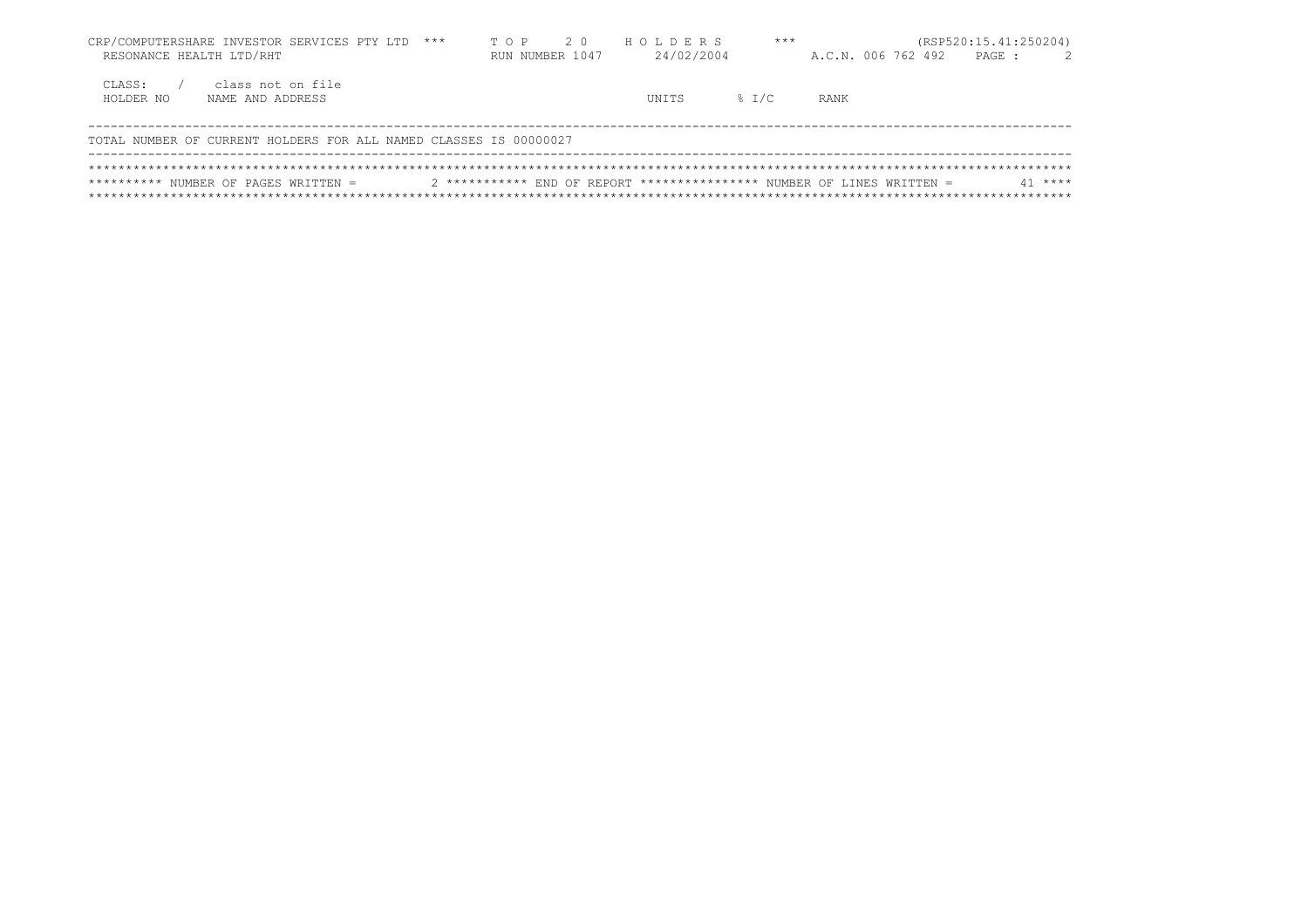CRP/COMPUTERSHARE INVESTOR SERVICES PTY LTD *** T O P 2 0 H O L D E R S *** (RSP520:15.41:250204)
RESONANCE HEALTH LTD/RHT RUN NUMBER 1047 24/02/2004 A.C.N. 006 762 492 PAGE : 2

CLASS: / class not on file

| HOLDER NO | NAME AND ADDRESS | UNITS | % I/C | RANK |
|---|---|---|---|---|

TOTAL NUMBER OF CURRENT HOLDERS FOR ALL NAMED CLASSES IS 00000027

********** NUMBER OF PAGES WRITTEN = 2 *********** END OF REPORT **************** NUMBER OF LINES WRITTEN = 41 ****